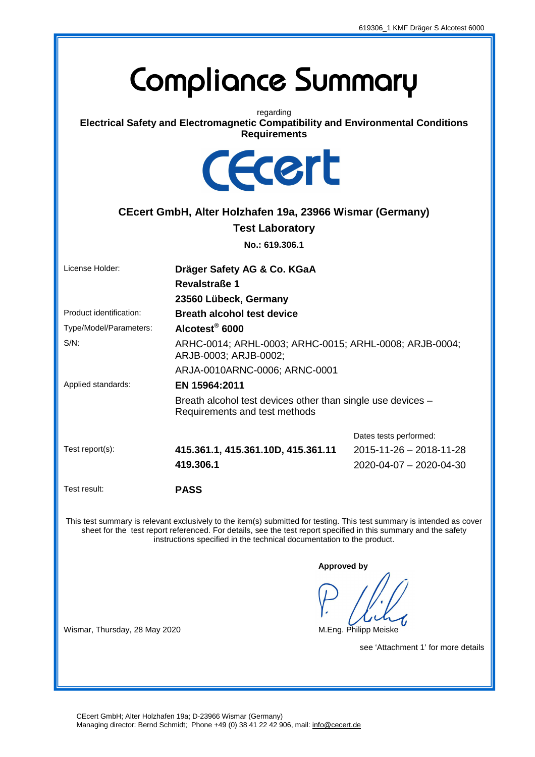# Compliance Summary

regarding

**Electrical Safety and Electromagnetic Compatibility and Environmental Conditions Requirements**

CEcert

**CEcert GmbH, Alter Holzhafen 19a, 23966 Wismar (Germany)**

**Test Laboratory**

**No.: 619.306.1**

| | | |
|---|---|---|
| License Holder: | **Dräger Safety AG & Co. KGaA**<br>**Revalstraße 1**<br>**23560 Lübeck, Germany** | |
| Product identification: | **Breath alcohol test device** | |
| Type/Model/Parameters: | **Alcotest® 6000** | |
| S/N: | ARHC-0014; ARHL-0003; ARHC-0015; ARHL-0008; ARJB-0004; ARJB-0003; ARJB-0002;<br>ARJA-0010ARNC-0006; ARNC-0001 | |
| Applied standards: | **EN 15964:2011**<br>Breath alcohol test devices other than single use devices – Requirements and test methods | |
| | | Dates tests performed: |
| Test report(s): | **415.361.1, 415.361.10D, 415.361.11** | 2015-11-26 – 2018-11-28 |
| | **419.306.1** | 2020-04-07 – 2020-04-30 |
| Test result: | **PASS** | |

This test summary is relevant exclusively to the item(s) submitted for testing. This test summary is intended as cover sheet for the test report referenced. For details, see the test report specified in this summary and the safety instructions specified in the technical documentation to the product.

**Approved by**

Wismar, Thursday, 28 May 2020

M.Eng. Philipp Meiske

see 'Attachment 1' for more details

CEcert GmbH; Alter Holzhafen 19a; D-23966 Wismar (Germany)
Managing director: Bernd Schmidt; Phone +49 (0) 38 41 22 42 906, mail: info@cecert.de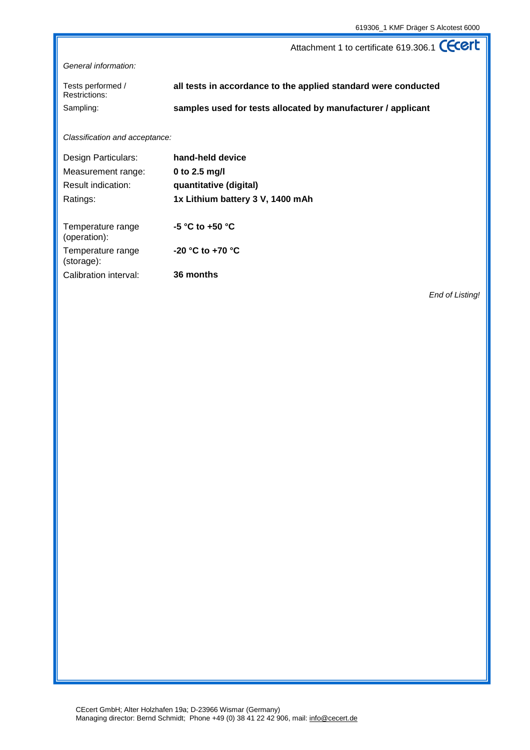Attachment 1 to certificate 619.306.1

*General information:*

| | |
|---|---|
| Tests performed / Restrictions: | **all tests in accordance to the applied standard were conducted** |
| Sampling: | **samples used for tests allocated by manufacturer / applicant** |

*Classification and acceptance:*

| | |
|---|---|
| Design Particulars: | **hand-held device** |
| Measurement range: | **0 to 2.5 mg/l** |
| Result indication: | **quantitative (digital)** |
| Ratings: | **1x Lithium battery 3 V, 1400 mAh** |
| Temperature range (operation): | **-5 °C to +50 °C** |
| Temperature range (storage): | **-20 °C to +70 °C** |
| Calibration interval: | **36 months** |

*End of Listing!*